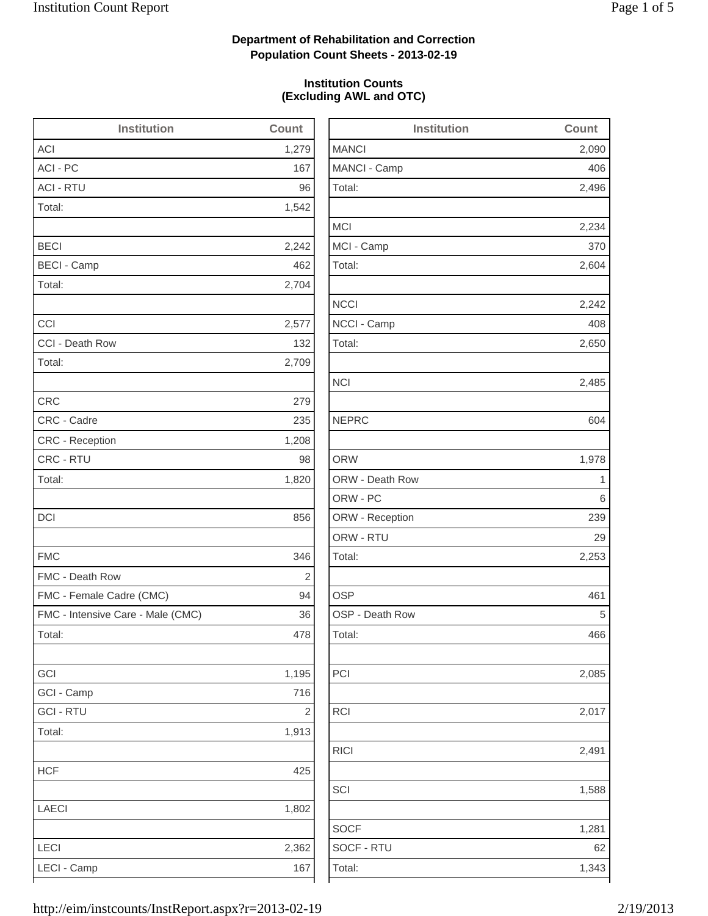**Department of Rehabilitation and Correction**
**Population Count Sheets - 2013-02-19**

**Institution Counts**
**(Excluding AWL and OTC)**

| Institution | Count |
|---|---|
| ACI | 1,279 |
| ACI - PC | 167 |
| ACI - RTU | 96 |
| Total: | 1,542 |
| | |
| BECI | 2,242 |
| BECI - Camp | 462 |
| Total: | 2,704 |
| | |
| CCI | 2,577 |
| CCI - Death Row | 132 |
| Total: | 2,709 |
| | |
| CRC | 279 |
| CRC - Cadre | 235 |
| CRC - Reception | 1,208 |
| CRC - RTU | 98 |
| Total: | 1,820 |
| | |
| DCI | 856 |
| | |
| FMC | 346 |
| FMC - Death Row | 2 |
| FMC - Female Cadre (CMC) | 94 |
| FMC - Intensive Care - Male (CMC) | 36 |
| Total: | 478 |
| | |
| GCI | 1,195 |
| GCI - Camp | 716 |
| GCI - RTU | 2 |
| Total: | 1,913 |
| | |
| HCF | 425 |
| | |
| LAECI | 1,802 |
| | |
| LECI | 2,362 |
| LECI - Camp | 167 |

| Institution | Count |
|---|---|
| MANCI | 2,090 |
| MANCI - Camp | 406 |
| Total: | 2,496 |
| | |
| MCI | 2,234 |
| MCI - Camp | 370 |
| Total: | 2,604 |
| | |
| NCCI | 2,242 |
| NCCI - Camp | 408 |
| Total: | 2,650 |
| | |
| NCI | 2,485 |
| | |
| NEPRC | 604 |
| | |
| ORW | 1,978 |
| ORW - Death Row | 1 |
| ORW - PC | 6 |
| ORW - Reception | 239 |
| ORW - RTU | 29 |
| Total: | 2,253 |
| | |
| OSP | 461 |
| OSP - Death Row | 5 |
| Total: | 466 |
| | |
| PCI | 2,085 |
| | |
| RCI | 2,017 |
| | |
| RICI | 2,491 |
| | |
| SCI | 1,588 |
| | |
| SOCF | 1,281 |
| SOCF - RTU | 62 |
| Total: | 1,343 |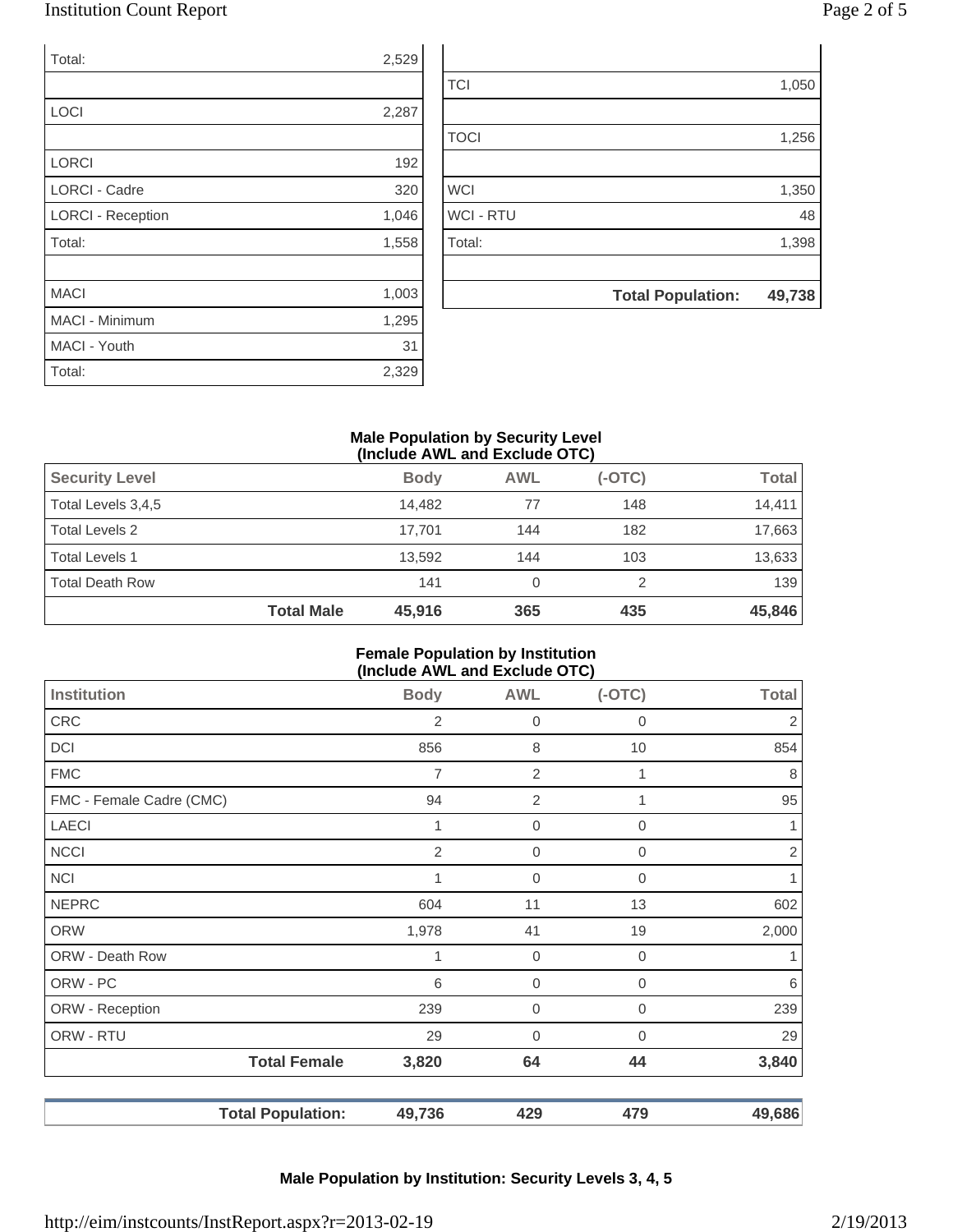| | |
|---|---|
| Total: | 2,529 |
| | |
| LOCI | 2,287 |
| | |
| LORCI | 192 |
| LORCI - Cadre | 320 |
| LORCI - Reception | 1,046 |
| Total: | 1,558 |
| | |
| MACI | 1,003 |
| MACI - Minimum | 1,295 |
| MACI - Youth | 31 |
| Total: | 2,329 |

| | |
|---|---|
| | |
| TCI | 1,050 |
| | |
| TOCI | 1,256 |
| | |
| WCI | 1,350 |
| WCI - RTU | 48 |
| Total: | 1,398 |
| | |
| **Total Population:** | **49,738** |

**Male Population by Security Level (Include AWL and Exclude OTC)**

| Security Level | Body | AWL | (-OTC) | Total |
|---|---|---|---|---|
| Total Levels 3,4,5 | 14,482 | 77 | 148 | 14,411 |
| Total Levels 2 | 17,701 | 144 | 182 | 17,663 |
| Total Levels 1 | 13,592 | 144 | 103 | 13,633 |
| Total Death Row | 141 | 0 | 2 | 139 |
| **Total Male** | **45,916** | **365** | **435** | **45,846** |

**Female Population by Institution (Include AWL and Exclude OTC)**

| Institution | Body | AWL | (-OTC) | Total |
|---|---|---|---|---|
| CRC | 2 | 0 | 0 | 2 |
| DCI | 856 | 8 | 10 | 854 |
| FMC | 7 | 2 | 1 | 8 |
| FMC - Female Cadre (CMC) | 94 | 2 | 1 | 95 |
| LAECI | 1 | 0 | 0 | 1 |
| NCCI | 2 | 0 | 0 | 2 |
| NCI | 1 | 0 | 0 | 1 |
| NEPRC | 604 | 11 | 13 | 602 |
| ORW | 1,978 | 41 | 19 | 2,000 |
| ORW - Death Row | 1 | 0 | 0 | 1 |
| ORW - PC | 6 | 0 | 0 | 6 |
| ORW - Reception | 239 | 0 | 0 | 239 |
| ORW - RTU | 29 | 0 | 0 | 29 |
| **Total Female** | **3,820** | **64** | **44** | **3,840** |

| | Body | AWL | (-OTC) | Total |
|---|---|---|---|---|
| **Total Population:** | **49,736** | **429** | **479** | **49,686** |

**Male Population by Institution: Security Levels 3, 4, 5**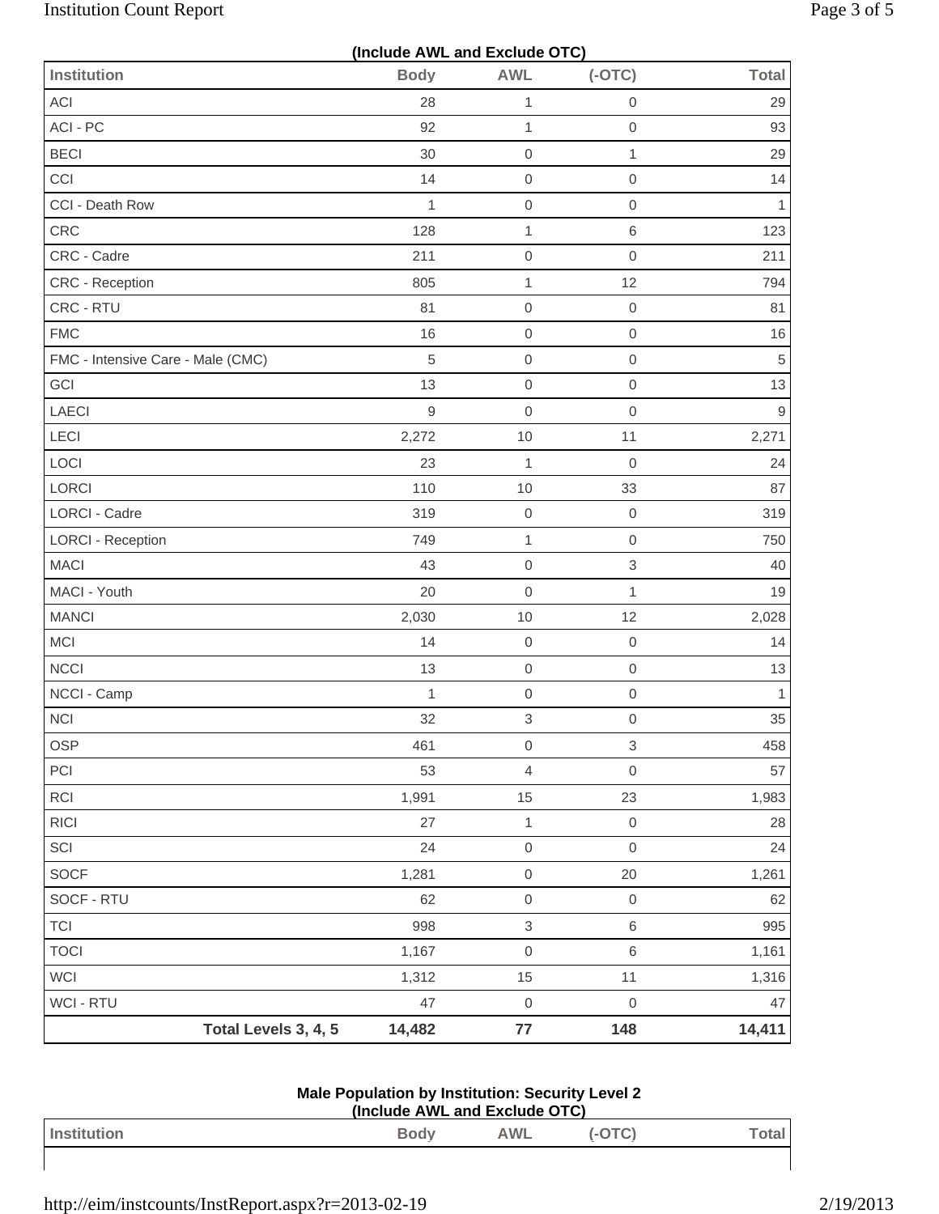**(Include AWL and Exclude OTC)**

| Institution | Body | AWL | (-OTC) | Total |
|---|---|---|---|---|
| ACI | 28 | 1 | 0 | 29 |
| ACI - PC | 92 | 1 | 0 | 93 |
| BECI | 30 | 0 | 1 | 29 |
| CCI | 14 | 0 | 0 | 14 |
| CCI - Death Row | 1 | 0 | 0 | 1 |
| CRC | 128 | 1 | 6 | 123 |
| CRC - Cadre | 211 | 0 | 0 | 211 |
| CRC - Reception | 805 | 1 | 12 | 794 |
| CRC - RTU | 81 | 0 | 0 | 81 |
| FMC | 16 | 0 | 0 | 16 |
| FMC - Intensive Care - Male (CMC) | 5 | 0 | 0 | 5 |
| GCI | 13 | 0 | 0 | 13 |
| LAECI | 9 | 0 | 0 | 9 |
| LECI | 2,272 | 10 | 11 | 2,271 |
| LOCI | 23 | 1 | 0 | 24 |
| LORCI | 110 | 10 | 33 | 87 |
| LORCI - Cadre | 319 | 0 | 0 | 319 |
| LORCI - Reception | 749 | 1 | 0 | 750 |
| MACI | 43 | 0 | 3 | 40 |
| MACI - Youth | 20 | 0 | 1 | 19 |
| MANCI | 2,030 | 10 | 12 | 2,028 |
| MCI | 14 | 0 | 0 | 14 |
| NCCI | 13 | 0 | 0 | 13 |
| NCCI - Camp | 1 | 0 | 0 | 1 |
| NCI | 32 | 3 | 0 | 35 |
| OSP | 461 | 0 | 3 | 458 |
| PCI | 53 | 4 | 0 | 57 |
| RCI | 1,991 | 15 | 23 | 1,983 |
| RICI | 27 | 1 | 0 | 28 |
| SCI | 24 | 0 | 0 | 24 |
| SOCF | 1,281 | 0 | 20 | 1,261 |
| SOCF - RTU | 62 | 0 | 0 | 62 |
| TCI | 998 | 3 | 6 | 995 |
| TOCI | 1,167 | 0 | 6 | 1,161 |
| WCI | 1,312 | 15 | 11 | 1,316 |
| WCI - RTU | 47 | 0 | 0 | 47 |
| **Total Levels 3, 4, 5** | **14,482** | **77** | **148** | **14,411** |

**Male Population by Institution: Security Level 2**
**(Include AWL and Exclude OTC)**

| Institution | Body | AWL | (-OTC) | Total |
|---|---|---|---|---|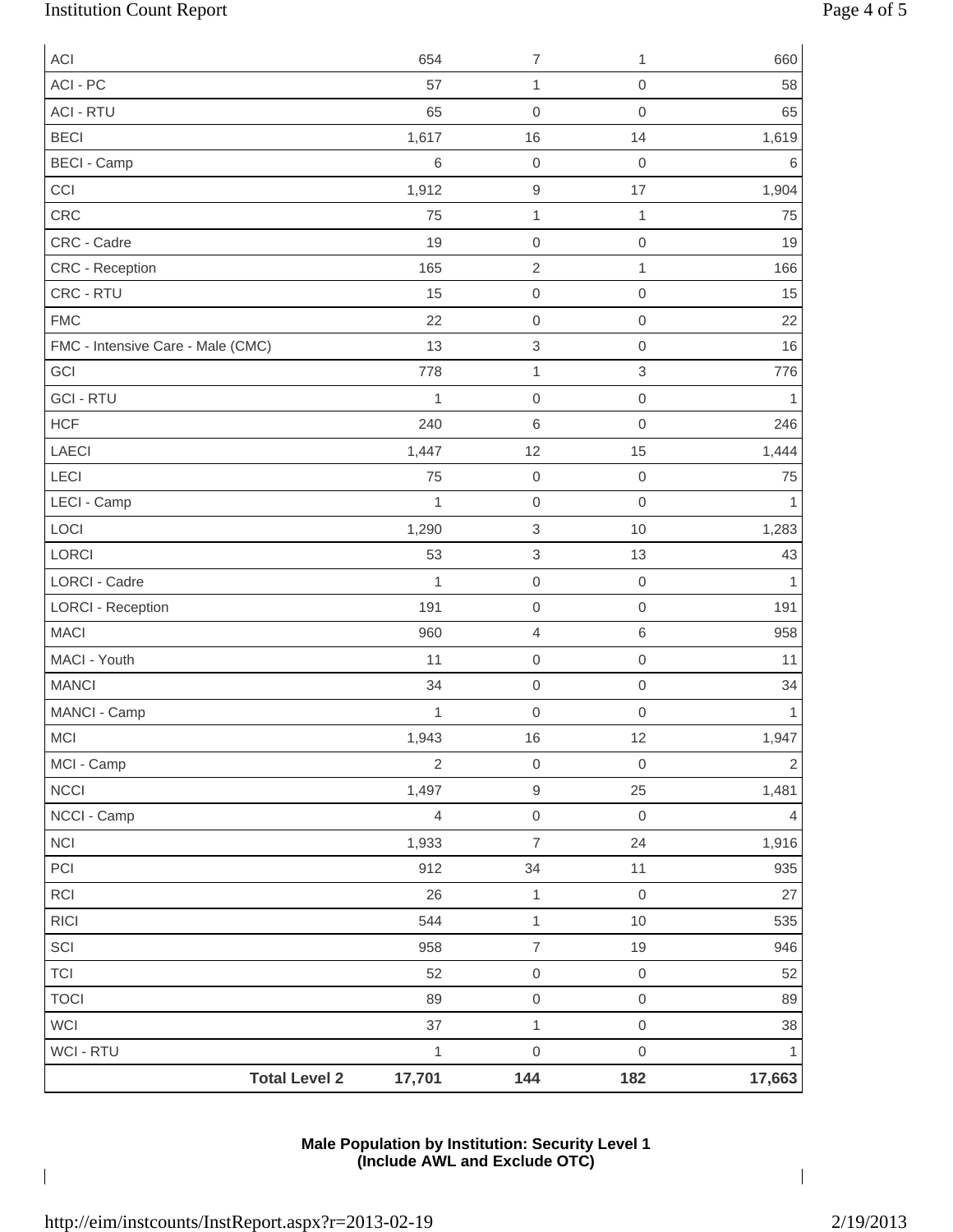| | | | | |
|---|---|---|---|---|
| ACI | 654 | 7 | 1 | 660 |
| ACI - PC | 57 | 1 | 0 | 58 |
| ACI - RTU | 65 | 0 | 0 | 65 |
| BECI | 1,617 | 16 | 14 | 1,619 |
| BECI - Camp | 6 | 0 | 0 | 6 |
| CCI | 1,912 | 9 | 17 | 1,904 |
| CRC | 75 | 1 | 1 | 75 |
| CRC - Cadre | 19 | 0 | 0 | 19 |
| CRC - Reception | 165 | 2 | 1 | 166 |
| CRC - RTU | 15 | 0 | 0 | 15 |
| FMC | 22 | 0 | 0 | 22 |
| FMC - Intensive Care - Male (CMC) | 13 | 3 | 0 | 16 |
| GCI | 778 | 1 | 3 | 776 |
| GCI - RTU | 1 | 0 | 0 | 1 |
| HCF | 240 | 6 | 0 | 246 |
| LAECI | 1,447 | 12 | 15 | 1,444 |
| LECI | 75 | 0 | 0 | 75 |
| LECI - Camp | 1 | 0 | 0 | 1 |
| LOCI | 1,290 | 3 | 10 | 1,283 |
| LORCI | 53 | 3 | 13 | 43 |
| LORCI - Cadre | 1 | 0 | 0 | 1 |
| LORCI - Reception | 191 | 0 | 0 | 191 |
| MACI | 960 | 4 | 6 | 958 |
| MACI - Youth | 11 | 0 | 0 | 11 |
| MANCI | 34 | 0 | 0 | 34 |
| MANCI - Camp | 1 | 0 | 0 | 1 |
| MCI | 1,943 | 16 | 12 | 1,947 |
| MCI - Camp | 2 | 0 | 0 | 2 |
| NCCI | 1,497 | 9 | 25 | 1,481 |
| NCCI - Camp | 4 | 0 | 0 | 4 |
| NCI | 1,933 | 7 | 24 | 1,916 |
| PCI | 912 | 34 | 11 | 935 |
| RCI | 26 | 1 | 0 | 27 |
| RICI | 544 | 1 | 10 | 535 |
| SCI | 958 | 7 | 19 | 946 |
| TCI | 52 | 0 | 0 | 52 |
| TOCI | 89 | 0 | 0 | 89 |
| WCI | 37 | 1 | 0 | 38 |
| WCI - RTU | 1 | 0 | 0 | 1 |
| **Total Level 2** | **17,701** | **144** | **182** | **17,663** |

**Male Population by Institution: Security Level 1**
**(Include AWL and Exclude OTC)**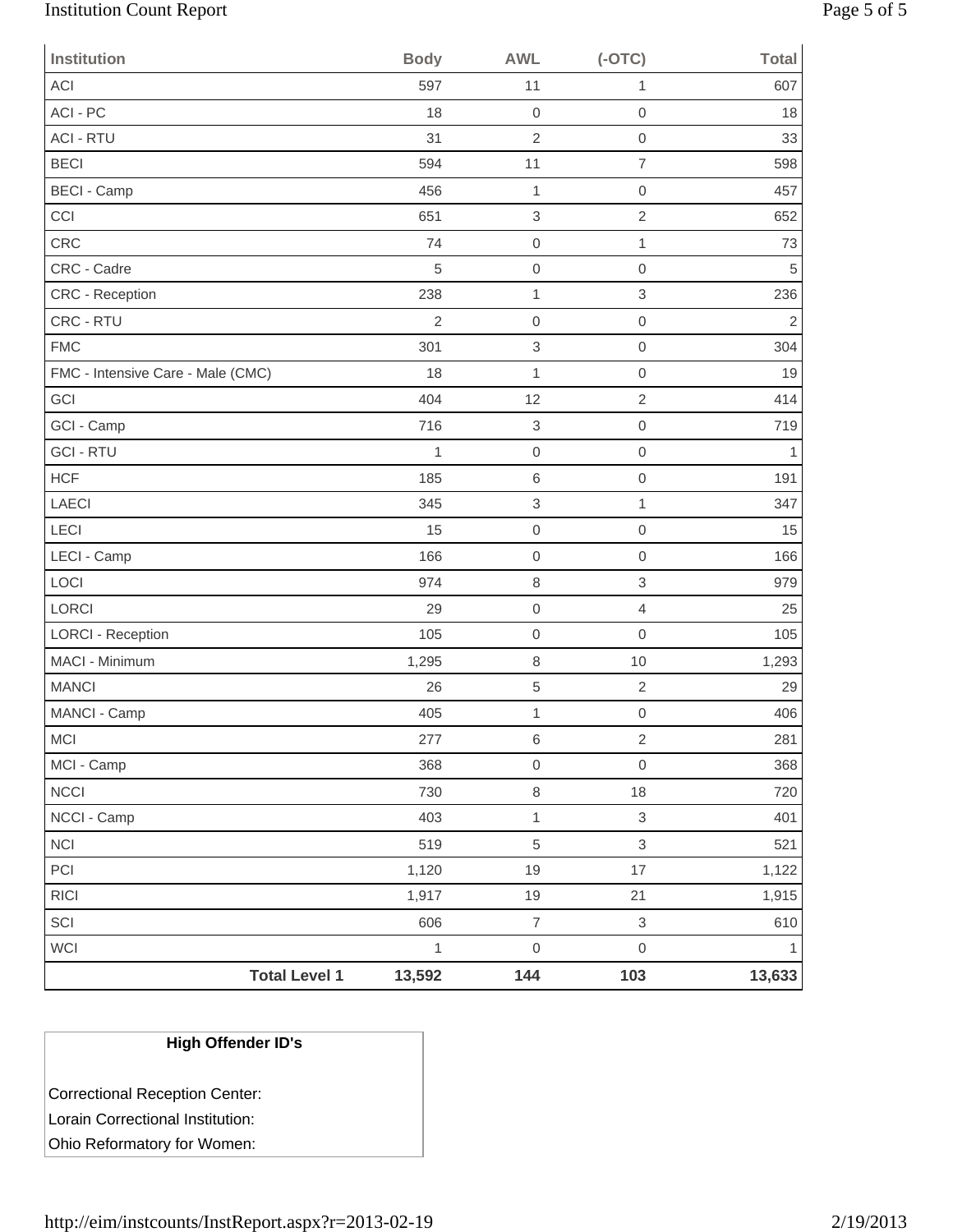| Institution | Body | AWL | (-OTC) | Total |
|---|---|---|---|---|
| ACI | 597 | 11 | 1 | 607 |
| ACI - PC | 18 | 0 | 0 | 18 |
| ACI - RTU | 31 | 2 | 0 | 33 |
| BECI | 594 | 11 | 7 | 598 |
| BECI - Camp | 456 | 1 | 0 | 457 |
| CCI | 651 | 3 | 2 | 652 |
| CRC | 74 | 0 | 1 | 73 |
| CRC - Cadre | 5 | 0 | 0 | 5 |
| CRC - Reception | 238 | 1 | 3 | 236 |
| CRC - RTU | 2 | 0 | 0 | 2 |
| FMC | 301 | 3 | 0 | 304 |
| FMC - Intensive Care - Male (CMC) | 18 | 1 | 0 | 19 |
| GCI | 404 | 12 | 2 | 414 |
| GCI - Camp | 716 | 3 | 0 | 719 |
| GCI - RTU | 1 | 0 | 0 | 1 |
| HCF | 185 | 6 | 0 | 191 |
| LAECI | 345 | 3 | 1 | 347 |
| LECI | 15 | 0 | 0 | 15 |
| LECI - Camp | 166 | 0 | 0 | 166 |
| LOCI | 974 | 8 | 3 | 979 |
| LORCI | 29 | 0 | 4 | 25 |
| LORCI - Reception | 105 | 0 | 0 | 105 |
| MACI - Minimum | 1,295 | 8 | 10 | 1,293 |
| MANCI | 26 | 5 | 2 | 29 |
| MANCI - Camp | 405 | 1 | 0 | 406 |
| MCI | 277 | 6 | 2 | 281 |
| MCI - Camp | 368 | 0 | 0 | 368 |
| NCCI | 730 | 8 | 18 | 720 |
| NCCI - Camp | 403 | 1 | 3 | 401 |
| NCI | 519 | 5 | 3 | 521 |
| PCI | 1,120 | 19 | 17 | 1,122 |
| RICI | 1,917 | 19 | 21 | 1,915 |
| SCI | 606 | 7 | 3 | 610 |
| WCI | 1 | 0 | 0 | 1 |
| **Total Level 1** | **13,592** | **144** | **103** | **13,633** |

**High Offender ID's**

Correctional Reception Center:

Lorain Correctional Institution:

Ohio Reformatory for Women: